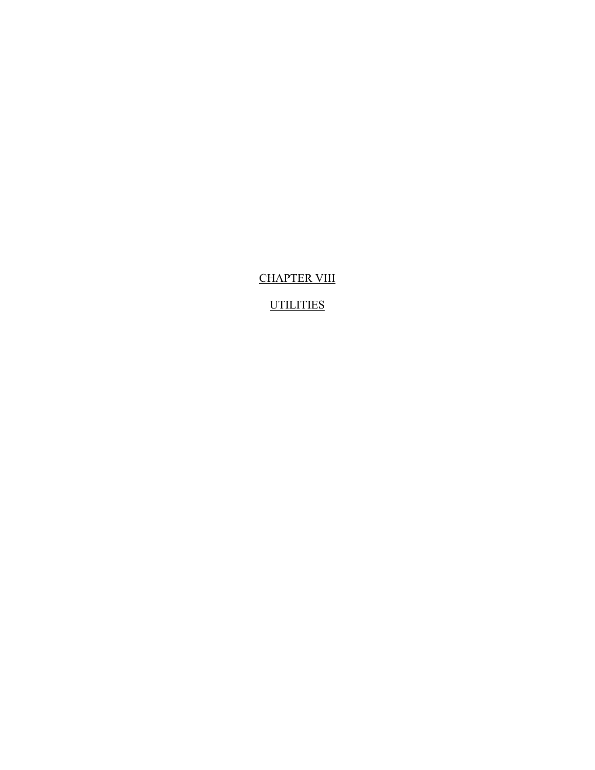# CHAPTER VIII

# UTILITIES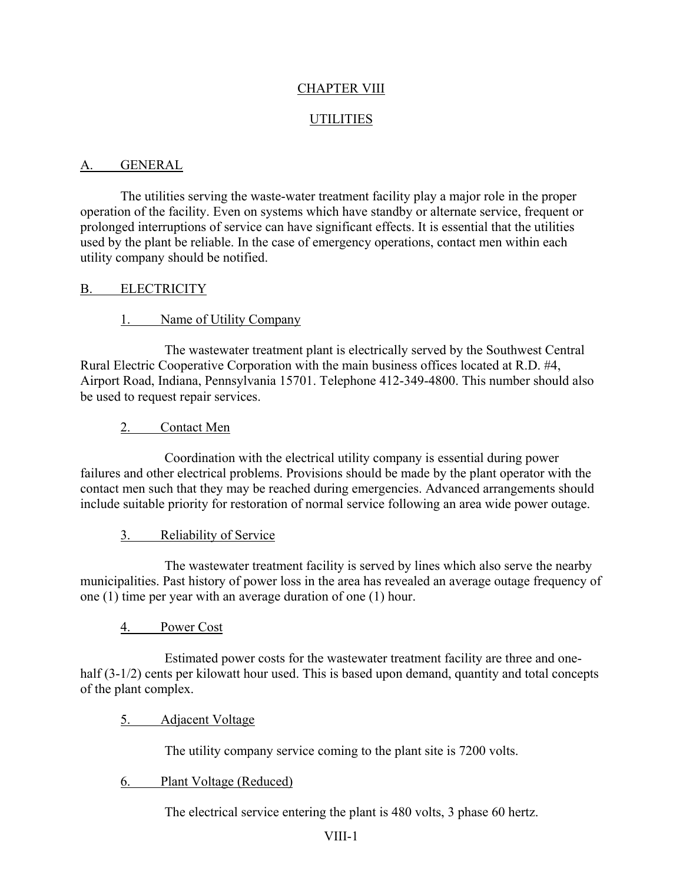# CHAPTER VIII

# UTILITIES

## A. GENERAL

The utilities serving the waste-water treatment facility play a major role in the proper operation of the facility. Even on systems which have standby or alternate service, frequent or prolonged interruptions of service can have significant effects. It is essential that the utilities used by the plant be reliable. In the case of emergency operations, contact men within each utility company should be notified.

## B. ELECTRICITY

### 1. Name of Utility Company

The wastewater treatment plant is electrically served by the Southwest Central Rural Electric Cooperative Corporation with the main business offices located at R.D. #4, Airport Road, Indiana, Pennsylvania 15701. Telephone 412-349-4800. This number should also be used to request repair services.

### 2. Contact Men

Coordination with the electrical utility company is essential during power failures and other electrical problems. Provisions should be made by the plant operator with the contact men such that they may be reached during emergencies. Advanced arrangements should include suitable priority for restoration of normal service following an area wide power outage.

### 3. Reliability of Service

The wastewater treatment facility is served by lines which also serve the nearby municipalities. Past history of power loss in the area has revealed an average outage frequency of one (1) time per year with an average duration of one (1) hour.

### 4. Power Cost

Estimated power costs for the wastewater treatment facility are three and one-half (3-1/2) cents per kilowatt hour used. This is based upon demand, quantity and total concepts of the plant complex.

### 5. Adjacent Voltage

The utility company service coming to the plant site is 7200 volts.

### 6. Plant Voltage (Reduced)

The electrical service entering the plant is 480 volts, 3 phase 60 hertz.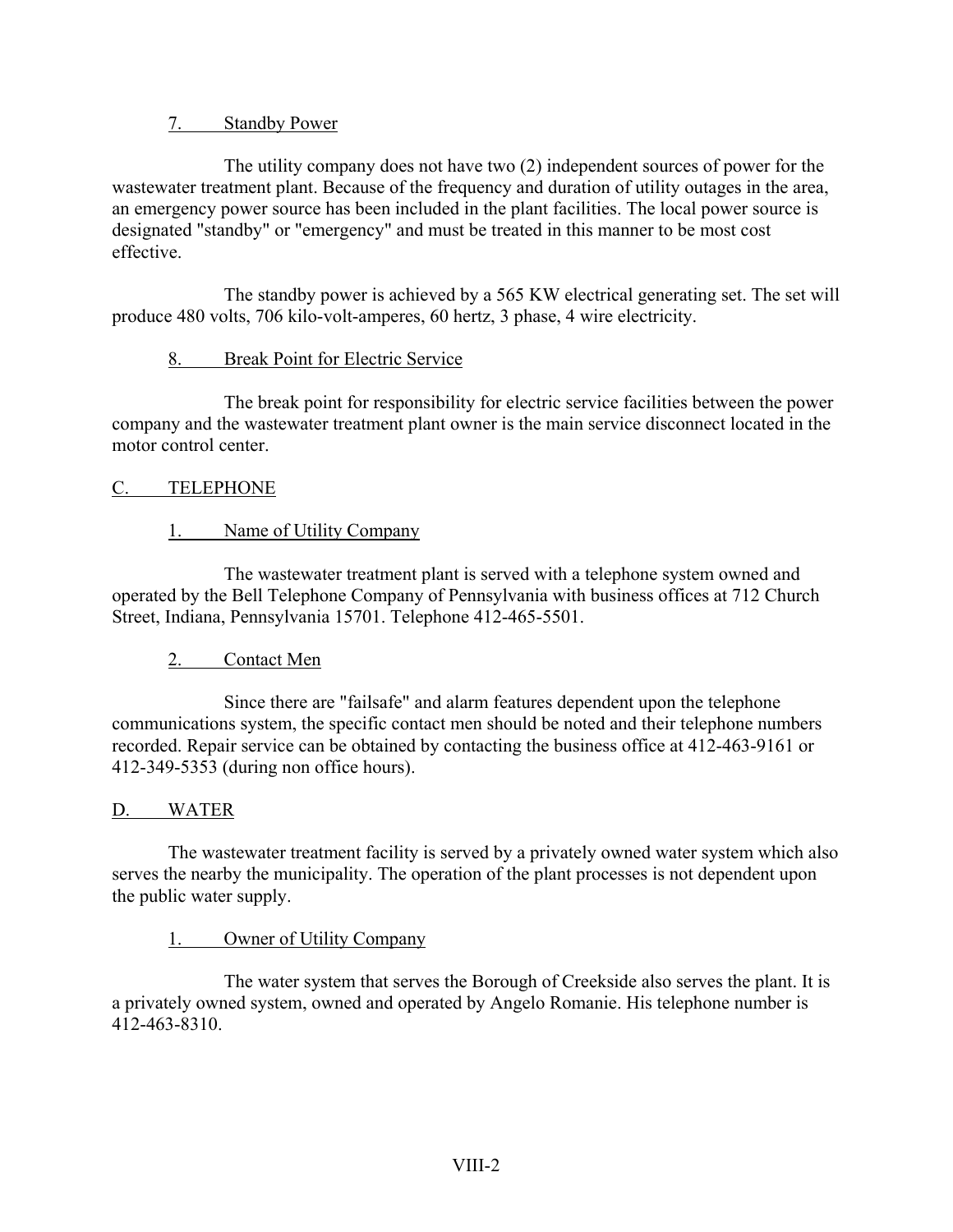### 7. Standby Power

The utility company does not have two (2) independent sources of power for the wastewater treatment plant. Because of the frequency and duration of utility outages in the area, an emergency power source has been included in the plant facilities. The local power source is designated "standby" or "emergency" and must be treated in this manner to be most cost effective.

The standby power is achieved by a 565 KW electrical generating set. The set will produce 480 volts, 706 kilo-volt-amperes, 60 hertz, 3 phase, 4 wire electricity.

### 8. Break Point for Electric Service

The break point for responsibility for electric service facilities between the power company and the wastewater treatment plant owner is the main service disconnect located in the motor control center.

## C. TELEPHONE

### 1. Name of Utility Company

The wastewater treatment plant is served with a telephone system owned and operated by the Bell Telephone Company of Pennsylvania with business offices at 712 Church Street, Indiana, Pennsylvania 15701. Telephone 412-465-5501.

### 2. Contact Men

Since there are "failsafe" and alarm features dependent upon the telephone communications system, the specific contact men should be noted and their telephone numbers recorded. Repair service can be obtained by contacting the business office at 412-463-9161 or 412-349-5353 (during non office hours).

## D. WATER

The wastewater treatment facility is served by a privately owned water system which also serves the nearby the municipality. The operation of the plant processes is not dependent upon the public water supply.

### 1. Owner of Utility Company

The water system that serves the Borough of Creekside also serves the plant. It is a privately owned system, owned and operated by Angelo Romanie. His telephone number is 412-463-8310.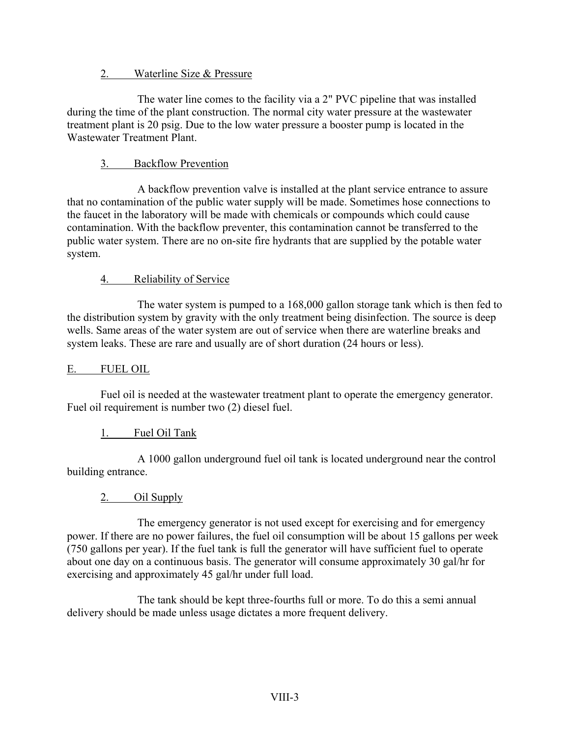2. Waterline Size & Pressure

The water line comes to the facility via a 2" PVC pipeline that was installed during the time of the plant construction. The normal city water pressure at the wastewater treatment plant is 20 psig. Due to the low water pressure a booster pump is located in the Wastewater Treatment Plant.

3. Backflow Prevention

A backflow prevention valve is installed at the plant service entrance to assure that no contamination of the public water supply will be made. Sometimes hose connections to the faucet in the laboratory will be made with chemicals or compounds which could cause contamination. With the backflow preventer, this contamination cannot be transferred to the public water system. There are no on-site fire hydrants that are supplied by the potable water system.

4. Reliability of Service

The water system is pumped to a 168,000 gallon storage tank which is then fed to the distribution system by gravity with the only treatment being disinfection. The source is deep wells. Same areas of the water system are out of service when there are waterline breaks and system leaks. These are rare and usually are of short duration (24 hours or less).

E. FUEL OIL

Fuel oil is needed at the wastewater treatment plant to operate the emergency generator. Fuel oil requirement is number two (2) diesel fuel.

1. Fuel Oil Tank

A 1000 gallon underground fuel oil tank is located underground near the control building entrance.

2. Oil Supply

The emergency generator is not used except for exercising and for emergency power. If there are no power failures, the fuel oil consumption will be about 15 gallons per week (750 gallons per year). If the fuel tank is full the generator will have sufficient fuel to operate about one day on a continuous basis. The generator will consume approximately 30 gal/hr for exercising and approximately 45 gal/hr under full load.

The tank should be kept three-fourths full or more. To do this a semi annual delivery should be made unless usage dictates a more frequent delivery.